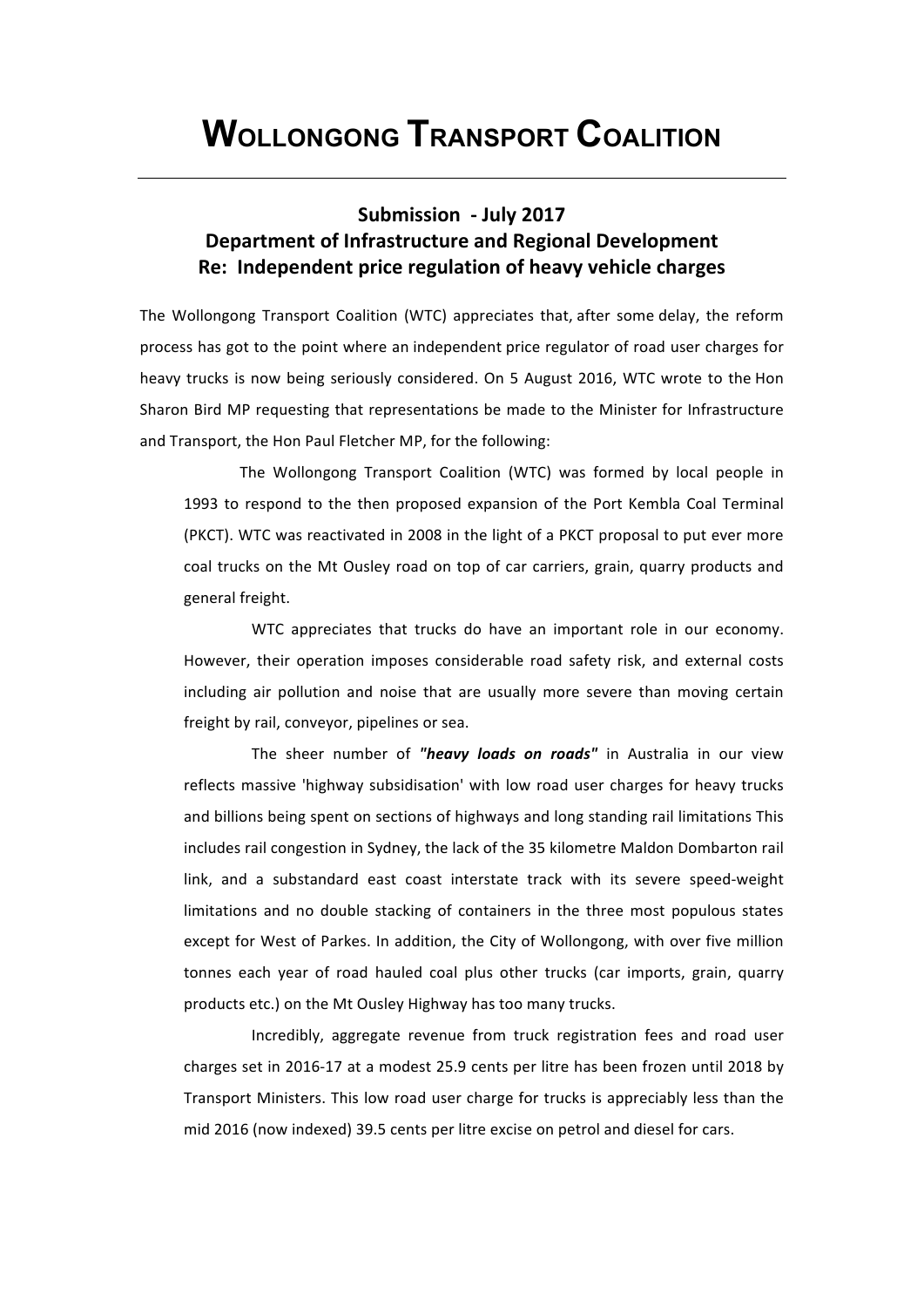# WOLLONGONG TRANSPORT COALITION

## Submission - July 2017
## Department of Infrastructure and Regional Development
## Re: Independent price regulation of heavy vehicle charges

The Wollongong Transport Coalition (WTC) appreciates that, after some delay, the reform process has got to the point where an independent price regulator of road user charges for heavy trucks is now being seriously considered. On 5 August 2016, WTC wrote to the Hon Sharon Bird MP requesting that representations be made to the Minister for Infrastructure and Transport, the Hon Paul Fletcher MP, for the following:

> The Wollongong Transport Coalition (WTC) was formed by local people in 1993 to respond to the then proposed expansion of the Port Kembla Coal Terminal (PKCT). WTC was reactivated in 2008 in the light of a PKCT proposal to put ever more coal trucks on the Mt Ousley road on top of car carriers, grain, quarry products and general freight.
>
> WTC appreciates that trucks do have an important role in our economy. However, their operation imposes considerable road safety risk, and external costs including air pollution and noise that are usually more severe than moving certain freight by rail, conveyor, pipelines or sea.
>
> The sheer number of ***"heavy loads on roads"*** in Australia in our view reflects massive 'highway subsidisation' with low road user charges for heavy trucks and billions being spent on sections of highways and long standing rail limitations This includes rail congestion in Sydney, the lack of the 35 kilometre Maldon Dombarton rail link, and a substandard east coast interstate track with its severe speed-weight limitations and no double stacking of containers in the three most populous states except for West of Parkes. In addition, the City of Wollongong, with over five million tonnes each year of road hauled coal plus other trucks (car imports, grain, quarry products etc.) on the Mt Ousley Highway has too many trucks.
>
> Incredibly, aggregate revenue from truck registration fees and road user charges set in 2016-17 at a modest 25.9 cents per litre has been frozen until 2018 by Transport Ministers. This low road user charge for trucks is appreciably less than the mid 2016 (now indexed) 39.5 cents per litre excise on petrol and diesel for cars.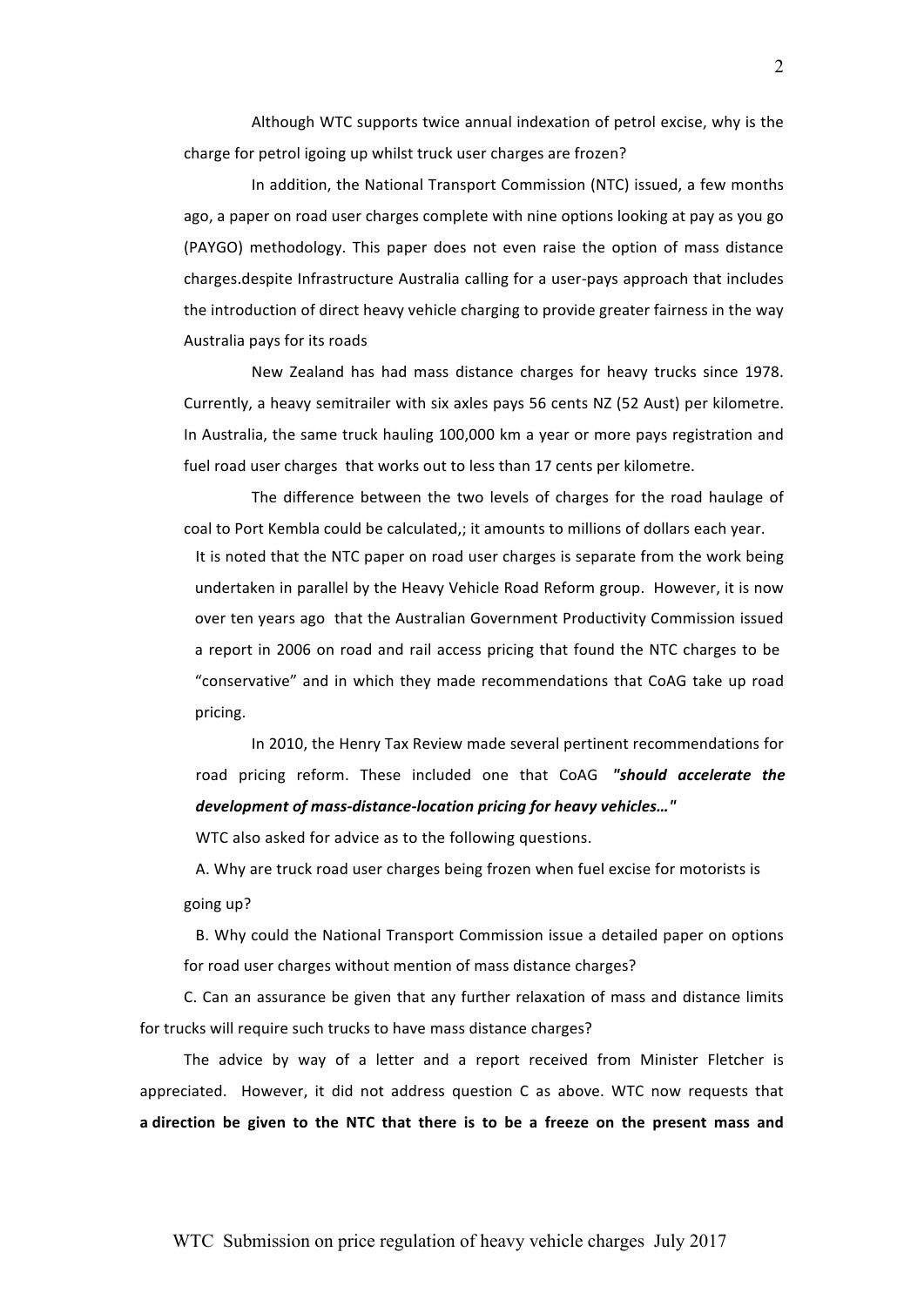Although WTC supports twice annual indexation of petrol excise, why is the charge for petrol igoing up whilst truck user charges are frozen?

In addition, the National Transport Commission (NTC) issued, a few months ago, a paper on road user charges complete with nine options looking at pay as you go (PAYGO) methodology. This paper does not even raise the option of mass distance charges.despite Infrastructure Australia calling for a user-pays approach that includes the introduction of direct heavy vehicle charging to provide greater fairness in the way Australia pays for its roads

New Zealand has had mass distance charges for heavy trucks since 1978. Currently, a heavy semitrailer with six axles pays 56 cents NZ (52 Aust) per kilometre. In Australia, the same truck hauling 100,000 km a year or more pays registration and fuel road user charges that works out to less than 17 cents per kilometre.

The difference between the two levels of charges for the road haulage of coal to Port Kembla could be calculated,; it amounts to millions of dollars each year.

It is noted that the NTC paper on road user charges is separate from the work being undertaken in parallel by the Heavy Vehicle Road Reform group. However, it is now over ten years ago that the Australian Government Productivity Commission issued a report in 2006 on road and rail access pricing that found the NTC charges to be "conservative" and in which they made recommendations that CoAG take up road pricing.

In 2010, the Henry Tax Review made several pertinent recommendations for road pricing reform. These included one that CoAG ***"should accelerate the development of mass-distance-location pricing for heavy vehicles…"***

WTC also asked for advice as to the following questions.

A. Why are truck road user charges being frozen when fuel excise for motorists is going up?

B. Why could the National Transport Commission issue a detailed paper on options for road user charges without mention of mass distance charges?

C. Can an assurance be given that any further relaxation of mass and distance limits for trucks will require such trucks to have mass distance charges?

The advice by way of a letter and a report received from Minister Fletcher is appreciated. However, it did not address question C as above. WTC now requests that **a direction be given to the NTC that there is to be a freeze on the present mass and**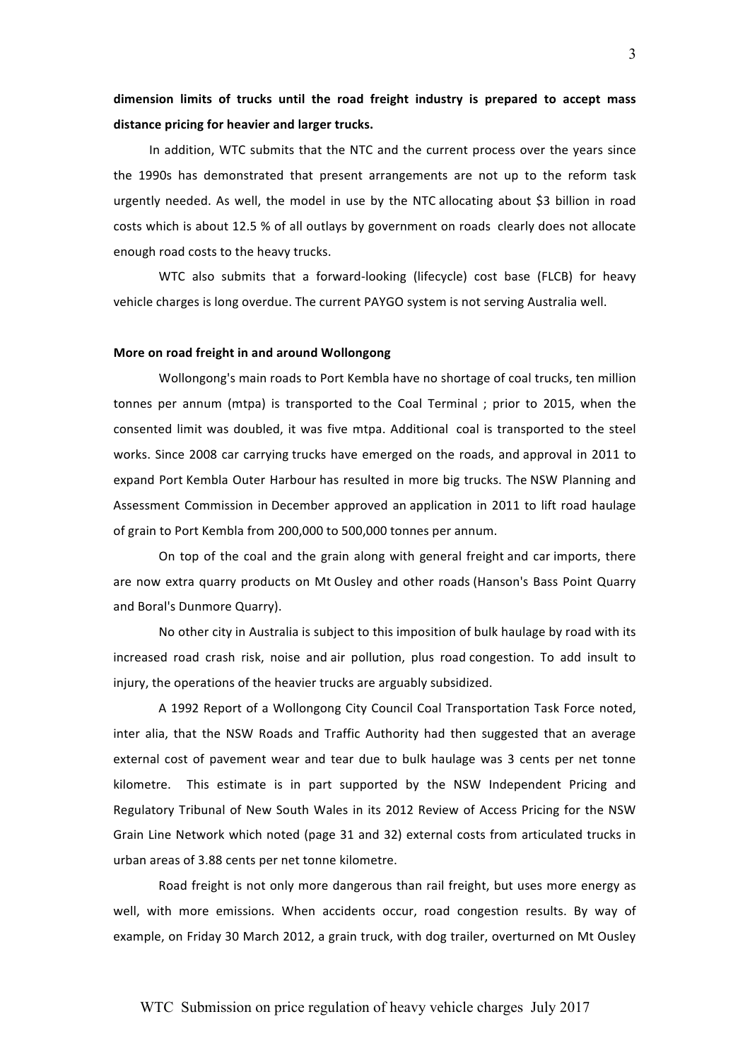**dimension limits of trucks until the road freight industry is prepared to accept mass distance pricing for heavier and larger trucks.**

In addition, WTC submits that the NTC and the current process over the years since the 1990s has demonstrated that present arrangements are not up to the reform task urgently needed. As well, the model in use by the NTC allocating about $3 billion in road costs which is about 12.5 % of all outlays by government on roads clearly does not allocate enough road costs to the heavy trucks.

WTC also submits that a forward-looking (lifecycle) cost base (FLCB) for heavy vehicle charges is long overdue. The current PAYGO system is not serving Australia well.

**More on road freight in and around Wollongong**

Wollongong's main roads to Port Kembla have no shortage of coal trucks, ten million tonnes per annum (mtpa) is transported to the Coal Terminal ; prior to 2015, when the consented limit was doubled, it was five mtpa. Additional coal is transported to the steel works. Since 2008 car carrying trucks have emerged on the roads, and approval in 2011 to expand Port Kembla Outer Harbour has resulted in more big trucks. The NSW Planning and Assessment Commission in December approved an application in 2011 to lift road haulage of grain to Port Kembla from 200,000 to 500,000 tonnes per annum.

On top of the coal and the grain along with general freight and car imports, there are now extra quarry products on Mt Ousley and other roads (Hanson's Bass Point Quarry and Boral's Dunmore Quarry).

No other city in Australia is subject to this imposition of bulk haulage by road with its increased road crash risk, noise and air pollution, plus road congestion. To add insult to injury, the operations of the heavier trucks are arguably subsidized.

A 1992 Report of a Wollongong City Council Coal Transportation Task Force noted, inter alia, that the NSW Roads and Traffic Authority had then suggested that an average external cost of pavement wear and tear due to bulk haulage was 3 cents per net tonne kilometre. This estimate is in part supported by the NSW Independent Pricing and Regulatory Tribunal of New South Wales in its 2012 Review of Access Pricing for the NSW Grain Line Network which noted (page 31 and 32) external costs from articulated trucks in urban areas of 3.88 cents per net tonne kilometre.

Road freight is not only more dangerous than rail freight, but uses more energy as well, with more emissions. When accidents occur, road congestion results. By way of example, on Friday 30 March 2012, a grain truck, with dog trailer, overturned on Mt Ousley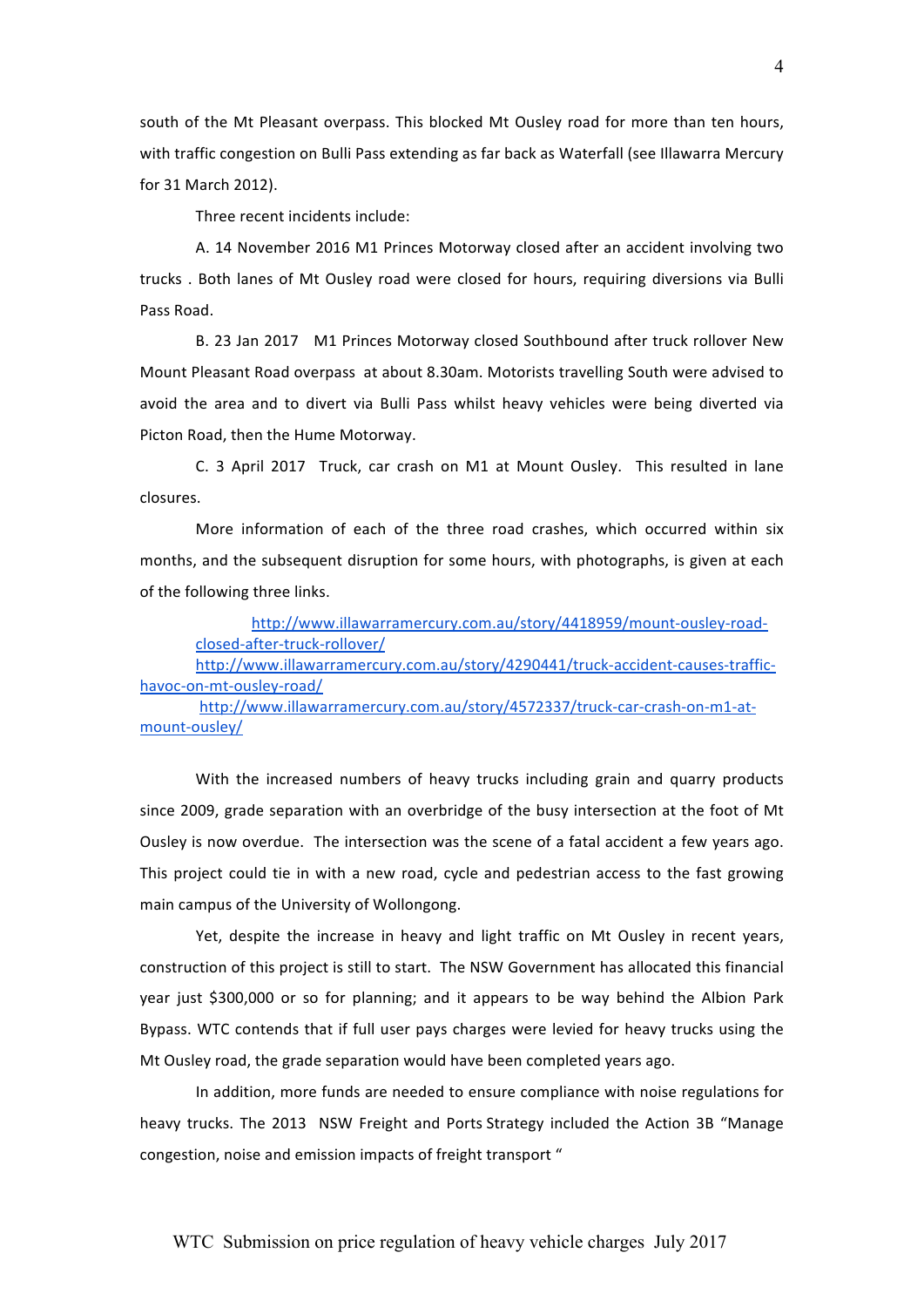south of the Mt Pleasant overpass. This blocked Mt Ousley road for more than ten hours, with traffic congestion on Bulli Pass extending as far back as Waterfall (see Illawarra Mercury for 31 March 2012).

Three recent incidents include:

A. 14 November 2016 M1 Princes Motorway closed after an accident involving two trucks . Both lanes of Mt Ousley road were closed for hours, requiring diversions via Bulli Pass Road.

B. 23 Jan 2017 M1 Princes Motorway closed Southbound after truck rollover New Mount Pleasant Road overpass at about 8.30am. Motorists travelling South were advised to avoid the area and to divert via Bulli Pass whilst heavy vehicles were being diverted via Picton Road, then the Hume Motorway.

C. 3 April 2017 Truck, car crash on M1 at Mount Ousley. This resulted in lane closures.

More information of each of the three road crashes, which occurred within six months, and the subsequent disruption for some hours, with photographs, is given at each of the following three links.

http://www.illawarramercury.com.au/story/4418959/mount-ousley-road-closed-after-truck-rollover/
http://www.illawarramercury.com.au/story/4290441/truck-accident-causes-traffic-havoc-on-mt-ousley-road/
http://www.illawarramercury.com.au/story/4572337/truck-car-crash-on-m1-at-mount-ousley/

With the increased numbers of heavy trucks including grain and quarry products since 2009, grade separation with an overbridge of the busy intersection at the foot of Mt Ousley is now overdue. The intersection was the scene of a fatal accident a few years ago. This project could tie in with a new road, cycle and pedestrian access to the fast growing main campus of the University of Wollongong.

Yet, despite the increase in heavy and light traffic on Mt Ousley in recent years, construction of this project is still to start. The NSW Government has allocated this financial year just $300,000 or so for planning; and it appears to be way behind the Albion Park Bypass. WTC contends that if full user pays charges were levied for heavy trucks using the Mt Ousley road, the grade separation would have been completed years ago.

In addition, more funds are needed to ensure compliance with noise regulations for heavy trucks. The 2013 NSW Freight and Ports Strategy included the Action 3B "Manage congestion, noise and emission impacts of freight transport "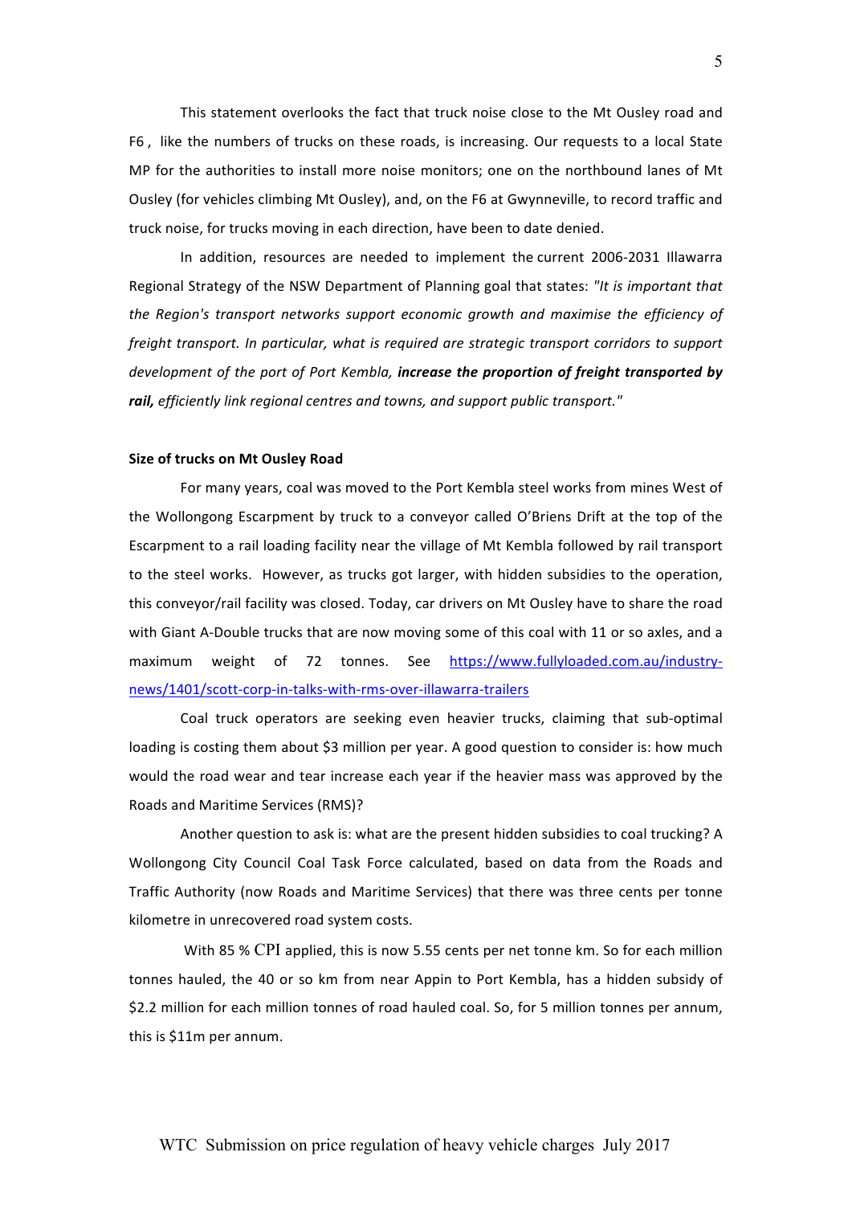This statement overlooks the fact that truck noise close to the Mt Ousley road and F6 , like the numbers of trucks on these roads, is increasing. Our requests to a local State MP for the authorities to install more noise monitors; one on the northbound lanes of Mt Ousley (for vehicles climbing Mt Ousley), and, on the F6 at Gwynneville, to record traffic and truck noise, for trucks moving in each direction, have been to date denied.

In addition, resources are needed to implement the current 2006-2031 Illawarra Regional Strategy of the NSW Department of Planning goal that states: *"It is important that the Region's transport networks support economic growth and maximise the efficiency of freight transport. In particular, what is required are strategic transport corridors to support development of the port of Port Kembla, **increase the proportion of freight transported by rail,** efficiently link regional centres and towns, and support public transport."*

**Size of trucks on Mt Ousley Road**

For many years, coal was moved to the Port Kembla steel works from mines West of the Wollongong Escarpment by truck to a conveyor called O'Briens Drift at the top of the Escarpment to a rail loading facility near the village of Mt Kembla followed by rail transport to the steel works. However, as trucks got larger, with hidden subsidies to the operation, this conveyor/rail facility was closed. Today, car drivers on Mt Ousley have to share the road with Giant A-Double trucks that are now moving some of this coal with 11 or so axles, and a maximum weight of 72 tonnes. See [https://www.fullyloaded.com.au/industry-news/1401/scott-corp-in-talks-with-rms-over-illawarra-trailers](https://www.fullyloaded.com.au/industry-news/1401/scott-corp-in-talks-with-rms-over-illawarra-trailers)

Coal truck operators are seeking even heavier trucks, claiming that sub-optimal loading is costing them about $3 million per year. A good question to consider is: how much would the road wear and tear increase each year if the heavier mass was approved by the Roads and Maritime Services (RMS)?

Another question to ask is: what are the present hidden subsidies to coal trucking? A Wollongong City Council Coal Task Force calculated, based on data from the Roads and Traffic Authority (now Roads and Maritime Services) that there was three cents per tonne kilometre in unrecovered road system costs.

With 85 % CPI applied, this is now 5.55 cents per net tonne km. So for each million tonnes hauled, the 40 or so km from near Appin to Port Kembla, has a hidden subsidy of $2.2 million for each million tonnes of road hauled coal. So, for 5 million tonnes per annum, this is $11m per annum.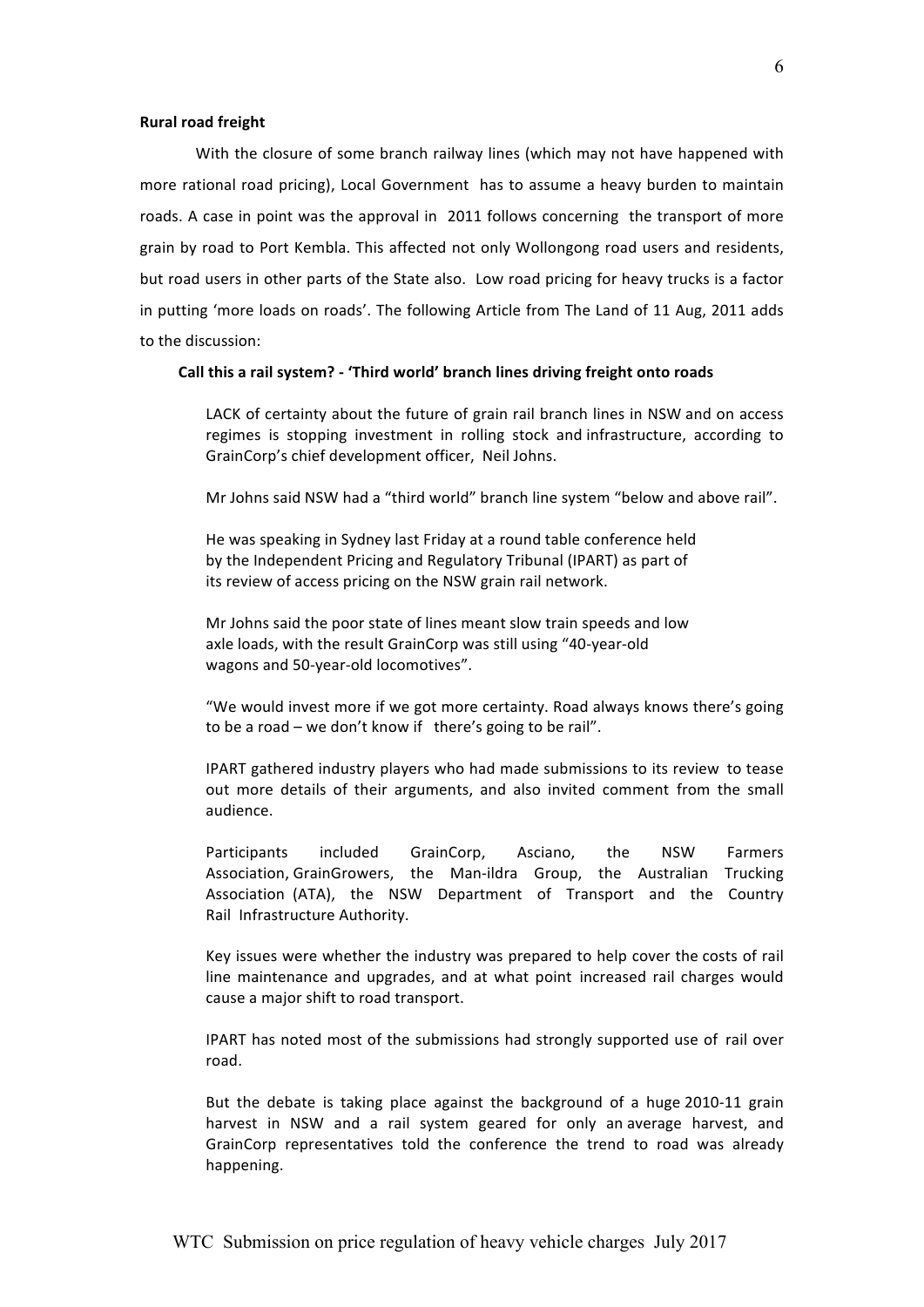**Rural road freight**

With the closure of some branch railway lines (which may not have happened with more rational road pricing), Local Government has to assume a heavy burden to maintain roads. A case in point was the approval in 2011 follows concerning the transport of more grain by road to Port Kembla. This affected not only Wollongong road users and residents, but road users in other parts of the State also. Low road pricing for heavy trucks is a factor in putting 'more loads on roads'. The following Article from The Land of 11 Aug, 2011 adds to the discussion:

**Call this a rail system? - 'Third world' branch lines driving freight onto roads**

> LACK of certainty about the future of grain rail branch lines in NSW and on access regimes is stopping investment in rolling stock and infrastructure, according to GrainCorp's chief development officer, Neil Johns.
>
> Mr Johns said NSW had a "third world" branch line system "below and above rail".
>
> He was speaking in Sydney last Friday at a round table conference held by the Independent Pricing and Regulatory Tribunal (IPART) as part of its review of access pricing on the NSW grain rail network.
>
> Mr Johns said the poor state of lines meant slow train speeds and low axle loads, with the result GrainCorp was still using "40-year-old wagons and 50-year-old locomotives".
>
> "We would invest more if we got more certainty. Road always knows there's going to be a road – we don't know if there's going to be rail".
>
> IPART gathered industry players who had made submissions to its review to tease out more details of their arguments, and also invited comment from the small audience.
>
> Participants included GrainCorp, Asciano, the NSW Farmers Association, GrainGrowers, the Man-ildra Group, the Australian Trucking Association (ATA), the NSW Department of Transport and the Country Rail Infrastructure Authority.
>
> Key issues were whether the industry was prepared to help cover the costs of rail line maintenance and upgrades, and at what point increased rail charges would cause a major shift to road transport.
>
> IPART has noted most of the submissions had strongly supported use of rail over road.
>
> But the debate is taking place against the background of a huge 2010-11 grain harvest in NSW and a rail system geared for only an average harvest, and GrainCorp representatives told the conference the trend to road was already happening.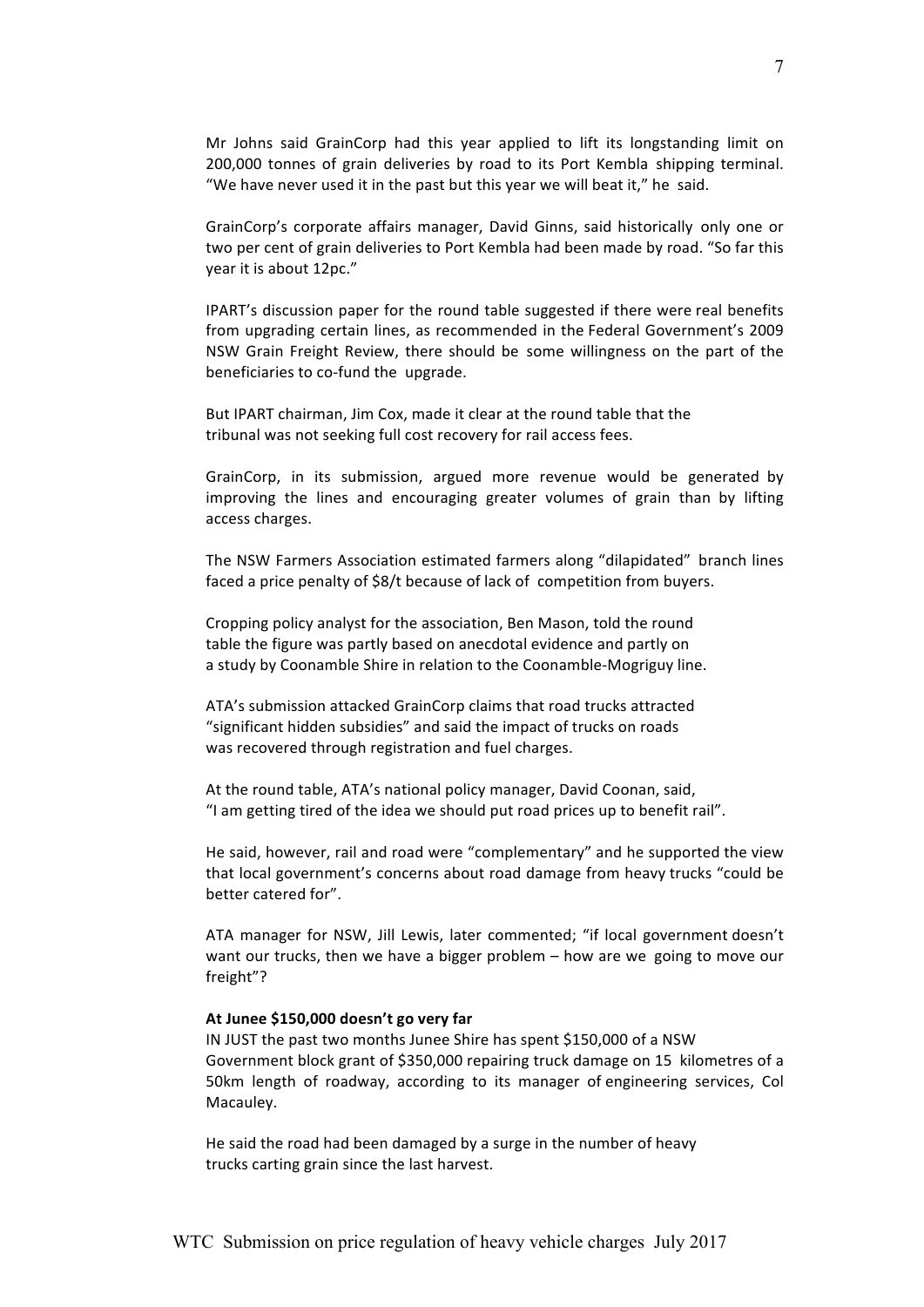Mr Johns said GrainCorp had this year applied to lift its longstanding limit on 200,000 tonnes of grain deliveries by road to its Port Kembla shipping terminal. "We have never used it in the past but this year we will beat it," he said.

GrainCorp's corporate affairs manager, David Ginns, said historically only one or two per cent of grain deliveries to Port Kembla had been made by road. "So far this year it is about 12pc."

IPART's discussion paper for the round table suggested if there were real benefits from upgrading certain lines, as recommended in the Federal Government's 2009 NSW Grain Freight Review, there should be some willingness on the part of the beneficiaries to co-fund the upgrade.

But IPART chairman, Jim Cox, made it clear at the round table that the tribunal was not seeking full cost recovery for rail access fees.

GrainCorp, in its submission, argued more revenue would be generated by improving the lines and encouraging greater volumes of grain than by lifting access charges.

The NSW Farmers Association estimated farmers along "dilapidated" branch lines faced a price penalty of $8/t because of lack of competition from buyers.

Cropping policy analyst for the association, Ben Mason, told the round table the figure was partly based on anecdotal evidence and partly on a study by Coonamble Shire in relation to the Coonamble-Mogriguy line.

ATA's submission attacked GrainCorp claims that road trucks attracted "significant hidden subsidies" and said the impact of trucks on roads was recovered through registration and fuel charges.

At the round table, ATA's national policy manager, David Coonan, said, "I am getting tired of the idea we should put road prices up to benefit rail".

He said, however, rail and road were "complementary" and he supported the view that local government's concerns about road damage from heavy trucks "could be better catered for".

ATA manager for NSW, Jill Lewis, later commented; "if local government doesn't want our trucks, then we have a bigger problem – how are we going to move our freight"?

**At Junee $150,000 doesn't go very far**

IN JUST the past two months Junee Shire has spent $150,000 of a NSW Government block grant of $350,000 repairing truck damage on 15 kilometres of a 50km length of roadway, according to its manager of engineering services, Col Macauley.

He said the road had been damaged by a surge in the number of heavy trucks carting grain since the last harvest.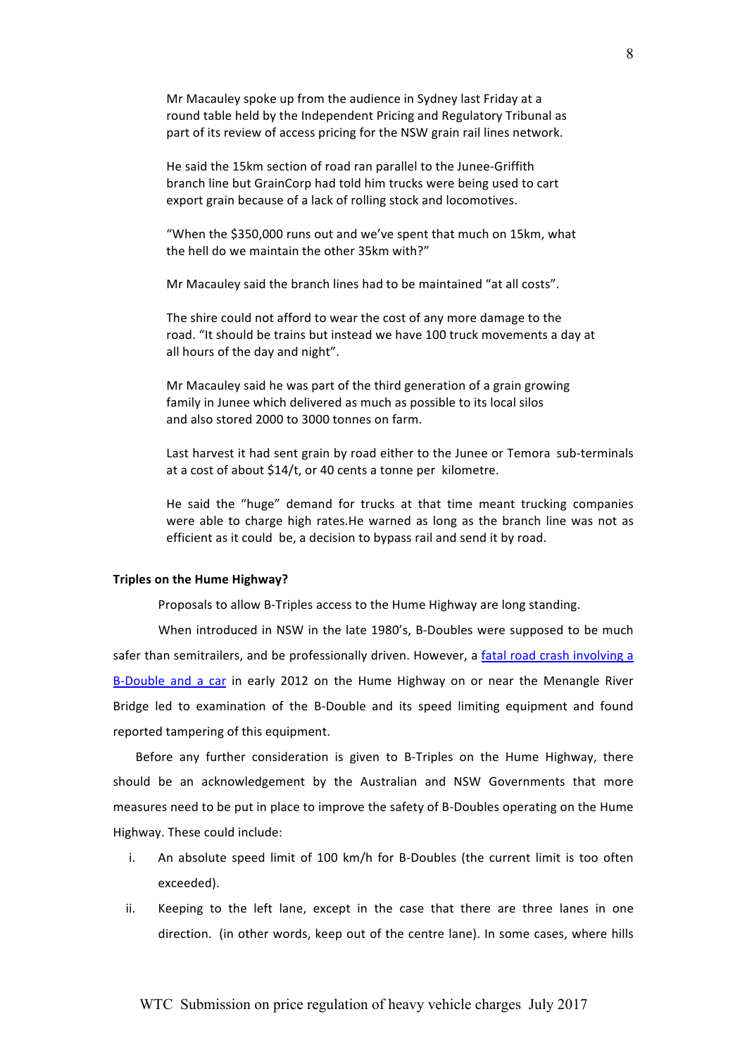> Mr Macauley spoke up from the audience in Sydney last Friday at a round table held by the Independent Pricing and Regulatory Tribunal as part of its review of access pricing for the NSW grain rail lines network.
>
> He said the 15km section of road ran parallel to the Junee-Griffith branch line but GrainCorp had told him trucks were being used to cart export grain because of a lack of rolling stock and locomotives.
>
> "When the $350,000 runs out and we've spent that much on 15km, what the hell do we maintain the other 35km with?"
>
> Mr Macauley said the branch lines had to be maintained "at all costs".
>
> The shire could not afford to wear the cost of any more damage to the road. "It should be trains but instead we have 100 truck movements a day at all hours of the day and night".
>
> Mr Macauley said he was part of the third generation of a grain growing family in Junee which delivered as much as possible to its local silos and also stored 2000 to 3000 tonnes on farm.
>
> Last harvest it had sent grain by road either to the Junee or Temora sub-terminals at a cost of about $14/t, or 40 cents a tonne per kilometre.
>
> He said the "huge" demand for trucks at that time meant trucking companies were able to charge high rates.He warned as long as the branch line was not as efficient as it could be, a decision to bypass rail and send it by road.

**Triples on the Hume Highway?**

Proposals to allow B-Triples access to the Hume Highway are long standing.

When introduced in NSW in the late 1980's, B-Doubles were supposed to be much safer than semitrailers, and be professionally driven. However, a fatal road crash involving a B-Double and a car in early 2012 on the Hume Highway on or near the Menangle River Bridge led to examination of the B-Double and its speed limiting equipment and found reported tampering of this equipment.

Before any further consideration is given to B-Triples on the Hume Highway, there should be an acknowledgement by the Australian and NSW Governments that more measures need to be put in place to improve the safety of B-Doubles operating on the Hume Highway. These could include:

i. An absolute speed limit of 100 km/h for B-Doubles (the current limit is too often exceeded).
ii. Keeping to the left lane, except in the case that there are three lanes in one direction. (in other words, keep out of the centre lane). In some cases, where hills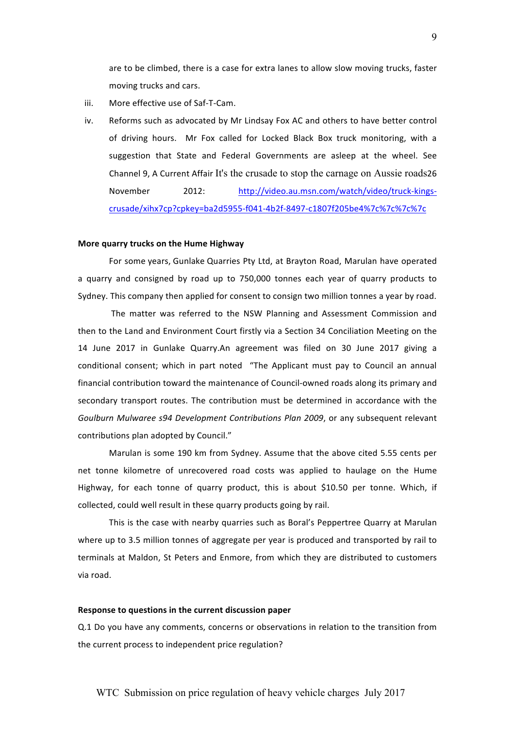are to be climbed, there is a case for extra lanes to allow slow moving trucks, faster moving trucks and cars.

iii. More effective use of Saf-T-Cam.

iv. Reforms such as advocated by Mr Lindsay Fox AC and others to have better control of driving hours. Mr Fox called for Locked Black Box truck monitoring, with a suggestion that State and Federal Governments are asleep at the wheel. See Channel 9, A Current Affair It's the crusade to stop the carnage on Aussie roads26 November 2012: http://video.au.msn.com/watch/video/truck-kings-crusade/xihx7cp?cpkey=ba2d5955-f041-4b2f-8497-c1807f205be4%7c%7c%7c%7c

**More quarry trucks on the Hume Highway**

For some years, Gunlake Quarries Pty Ltd, at Brayton Road, Marulan have operated a quarry and consigned by road up to 750,000 tonnes each year of quarry products to Sydney. This company then applied for consent to consign two million tonnes a year by road.

The matter was referred to the NSW Planning and Assessment Commission and then to the Land and Environment Court firstly via a Section 34 Conciliation Meeting on the 14 June 2017 in Gunlake Quarry.An agreement was filed on 30 June 2017 giving a conditional consent; which in part noted "The Applicant must pay to Council an annual financial contribution toward the maintenance of Council-owned roads along its primary and secondary transport routes. The contribution must be determined in accordance with the *Goulburn Mulwaree s94 Development Contributions Plan 2009*, or any subsequent relevant contributions plan adopted by Council."

Marulan is some 190 km from Sydney. Assume that the above cited 5.55 cents per net tonne kilometre of unrecovered road costs was applied to haulage on the Hume Highway, for each tonne of quarry product, this is about $10.50 per tonne. Which, if collected, could well result in these quarry products going by rail.

This is the case with nearby quarries such as Boral's Peppertree Quarry at Marulan where up to 3.5 million tonnes of aggregate per year is produced and transported by rail to terminals at Maldon, St Peters and Enmore, from which they are distributed to customers via road.

**Response to questions in the current discussion paper**

Q.1 Do you have any comments, concerns or observations in relation to the transition from the current process to independent price regulation?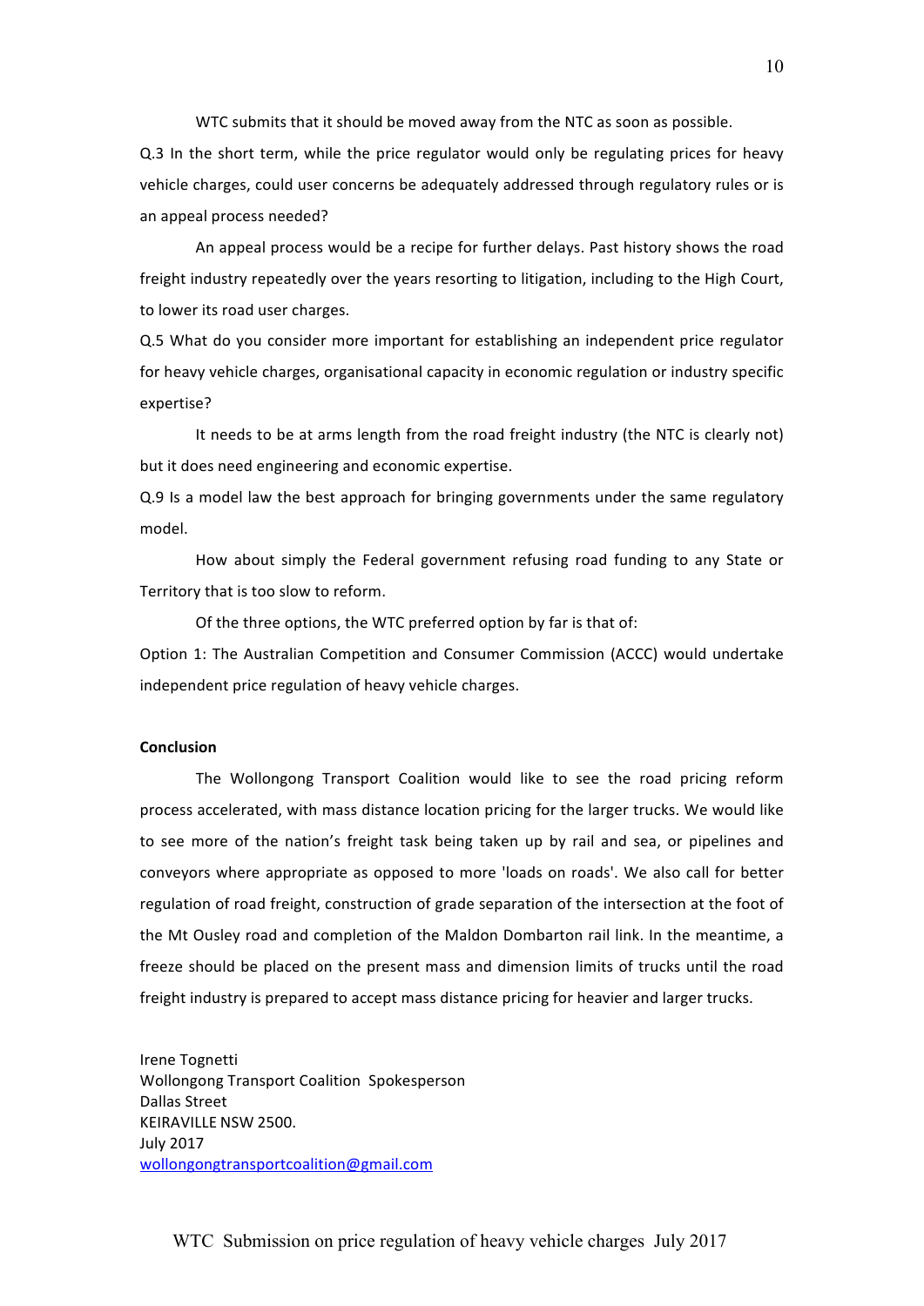WTC submits that it should be moved away from the NTC as soon as possible.

Q.3 In the short term, while the price regulator would only be regulating prices for heavy vehicle charges, could user concerns be adequately addressed through regulatory rules or is an appeal process needed?

An appeal process would be a recipe for further delays. Past history shows the road freight industry repeatedly over the years resorting to litigation, including to the High Court, to lower its road user charges.

Q.5 What do you consider more important for establishing an independent price regulator for heavy vehicle charges, organisational capacity in economic regulation or industry specific expertise?

It needs to be at arms length from the road freight industry (the NTC is clearly not) but it does need engineering and economic expertise.

Q.9 Is a model law the best approach for bringing governments under the same regulatory model.

How about simply the Federal government refusing road funding to any State or Territory that is too slow to reform.

Of the three options, the WTC preferred option by far is that of:

Option 1: The Australian Competition and Consumer Commission (ACCC) would undertake independent price regulation of heavy vehicle charges.

**Conclusion**

The Wollongong Transport Coalition would like to see the road pricing reform process accelerated, with mass distance location pricing for the larger trucks. We would like to see more of the nation's freight task being taken up by rail and sea, or pipelines and conveyors where appropriate as opposed to more 'loads on roads'. We also call for better regulation of road freight, construction of grade separation of the intersection at the foot of the Mt Ousley road and completion of the Maldon Dombarton rail link. In the meantime, a freeze should be placed on the present mass and dimension limits of trucks until the road freight industry is prepared to accept mass distance pricing for heavier and larger trucks.

Irene Tognetti
Wollongong Transport Coalition Spokesperson
Dallas Street
KEIRAVILLE NSW 2500.
July 2017
wollongongtransportcoalition@gmail.com